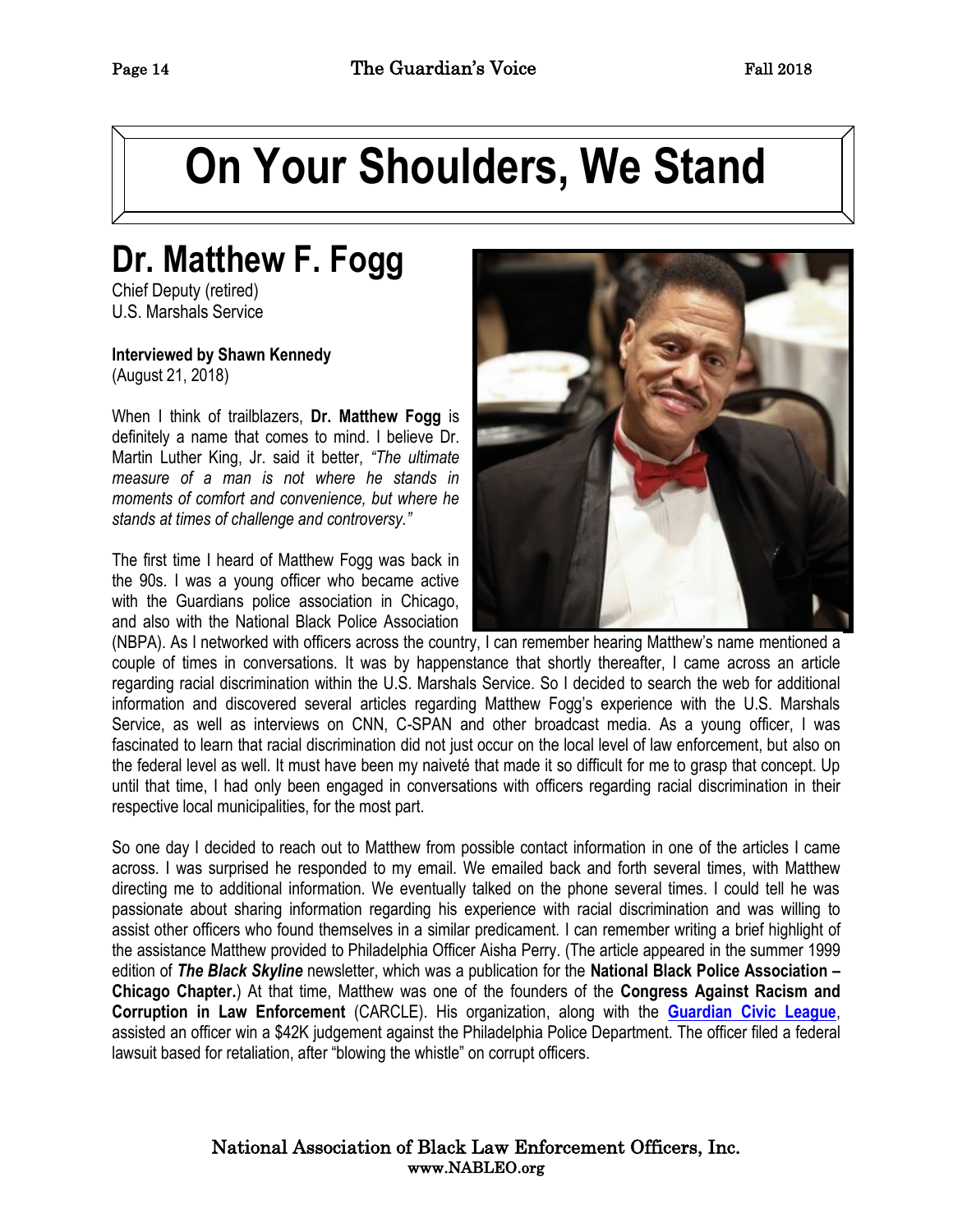# On Your Shoulders, We Stand

## Dr. Matthew F. Fogg

Chief Deputy (retired)
U.S. Marshals Service

**Interviewed by Shawn Kennedy**
(August 21, 2018)

When I think of trailblazers, **Dr. Matthew Fogg** is definitely a name that comes to mind. I believe Dr. Martin Luther King, Jr. said it better, *"The ultimate measure of a man is not where he stands in moments of comfort and convenience, but where he stands at times of challenge and controversy."*

The first time I heard of Matthew Fogg was back in the 90s. I was a young officer who became active with the Guardians police association in Chicago, and also with the National Black Police Association (NBPA). As I networked with officers across the country, I can remember hearing Matthew's name mentioned a couple of times in conversations. It was by happenstance that shortly thereafter, I came across an article regarding racial discrimination within the U.S. Marshals Service. So I decided to search the web for additional information and discovered several articles regarding Matthew Fogg's experience with the U.S. Marshals Service, as well as interviews on CNN, C-SPAN and other broadcast media. As a young officer, I was fascinated to learn that racial discrimination did not just occur on the local level of law enforcement, but also on the federal level as well. It must have been my naiveté that made it so difficult for me to grasp that concept. Up until that time, I had only been engaged in conversations with officers regarding racial discrimination in their respective local municipalities, for the most part.

So one day I decided to reach out to Matthew from possible contact information in one of the articles I came across. I was surprised he responded to my email. We emailed back and forth several times, with Matthew directing me to additional information. We eventually talked on the phone several times. I could tell he was passionate about sharing information regarding his experience with racial discrimination and was willing to assist other officers who found themselves in a similar predicament. I can remember writing a brief highlight of the assistance Matthew provided to Philadelphia Officer Aisha Perry. (The article appeared in the summer 1999 edition of ***The Black Skyline*** newsletter, which was a publication for the **National Black Police Association – Chicago Chapter.**) At that time, Matthew was one of the founders of the **Congress Against Racism and Corruption in Law Enforcement** (CARCLE). His organization, along with the **Guardian Civic League**, assisted an officer win a $42K judgement against the Philadelphia Police Department. The officer filed a federal lawsuit based for retaliation, after "blowing the whistle" on corrupt officers.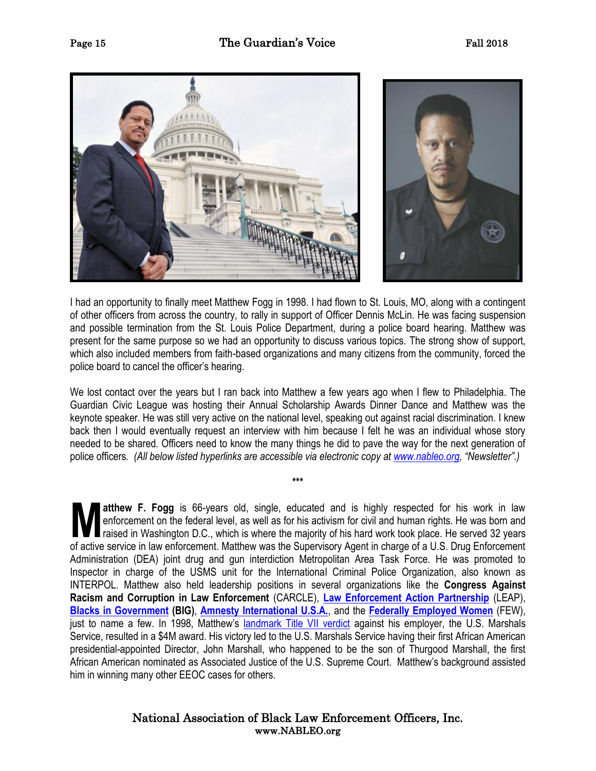I had an opportunity to finally meet Matthew Fogg in 1998. I had flown to St. Louis, MO, along with a contingent of other officers from across the country, to rally in support of Officer Dennis McLin. He was facing suspension and possible termination from the St. Louis Police Department, during a police board hearing. Matthew was present for the same purpose so we had an opportunity to discuss various topics. The strong show of support, which also included members from faith-based organizations and many citizens from the community, forced the police board to cancel the officer's hearing.

We lost contact over the years but I ran back into Matthew a few years ago when I flew to Philadelphia. The Guardian Civic League was hosting their Annual Scholarship Awards Dinner Dance and Matthew was the keynote speaker. He was still very active on the national level, speaking out against racial discrimination. I knew back then I would eventually request an interview with him because I felt he was an individual whose story needed to be shared. Officers need to know the many things he did to pave the way for the next generation of police officers. *(All below listed hyperlinks are accessible via electronic copy at www.nableo.org, "Newsletter".)*

\*\*\*

**Matthew F. Fogg** is 66-years old, single, educated and is highly respected for his work in law enforcement on the federal level, as well as for his activism for civil and human rights. He was born and raised in Washington D.C., which is where the majority of his hard work took place. He served 32 years of active service in law enforcement. Matthew was the Supervisory Agent in charge of a U.S. Drug Enforcement Administration (DEA) joint drug and gun interdiction Metropolitan Area Task Force. He was promoted to Inspector in charge of the USMS unit for the International Criminal Police Organization, also known as INTERPOL. Matthew also held leadership positions in several organizations like the **Congress Against Racism and Corruption in Law Enforcement** (CARCLE), **Law Enforcement Action Partnership** (LEAP), **Blacks in Government (BIG)**, **Amnesty International U.S.A.**, and the **Federally Employed Women** (FEW), just to name a few. In 1998, Matthew's landmark Title VII verdict against his employer, the U.S. Marshals Service, resulted in a $4M award. His victory led to the U.S. Marshals Service having their first African American presidential-appointed Director, John Marshall, who happened to be the son of Thurgood Marshall, the first African American nominated as Associated Justice of the U.S. Supreme Court. Matthew's background assisted him in winning many other EEOC cases for others.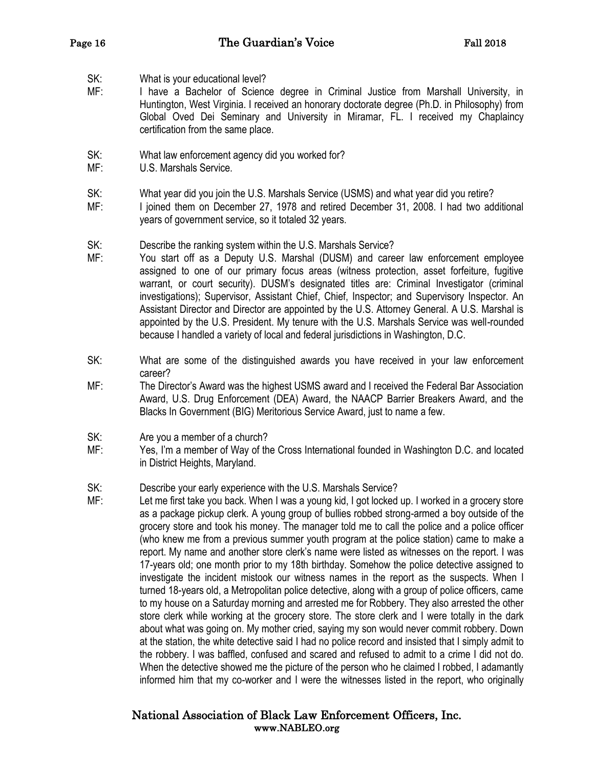SK: What is your educational level?

MF: I have a Bachelor of Science degree in Criminal Justice from Marshall University, in Huntington, West Virginia. I received an honorary doctorate degree (Ph.D. in Philosophy) from Global Oved Dei Seminary and University in Miramar, FL. I received my Chaplaincy certification from the same place.

SK: What law enforcement agency did you worked for?

MF: U.S. Marshals Service.

SK: What year did you join the U.S. Marshals Service (USMS) and what year did you retire?

MF: I joined them on December 27, 1978 and retired December 31, 2008. I had two additional years of government service, so it totaled 32 years.

SK: Describe the ranking system within the U.S. Marshals Service?

MF: You start off as a Deputy U.S. Marshal (DUSM) and career law enforcement employee assigned to one of our primary focus areas (witness protection, asset forfeiture, fugitive warrant, or court security). DUSM's designated titles are: Criminal Investigator (criminal investigations); Supervisor, Assistant Chief, Chief, Inspector; and Supervisory Inspector. An Assistant Director and Director are appointed by the U.S. Attorney General. A U.S. Marshal is appointed by the U.S. President. My tenure with the U.S. Marshals Service was well-rounded because I handled a variety of local and federal jurisdictions in Washington, D.C.

SK: What are some of the distinguished awards you have received in your law enforcement career?

MF: The Director's Award was the highest USMS award and I received the Federal Bar Association Award, U.S. Drug Enforcement (DEA) Award, the NAACP Barrier Breakers Award, and the Blacks In Government (BIG) Meritorious Service Award, just to name a few.

SK: Are you a member of a church?

MF: Yes, I'm a member of Way of the Cross International founded in Washington D.C. and located in District Heights, Maryland.

SK: Describe your early experience with the U.S. Marshals Service?

MF: Let me first take you back. When I was a young kid, I got locked up. I worked in a grocery store as a package pickup clerk. A young group of bullies robbed strong-armed a boy outside of the grocery store and took his money. The manager told me to call the police and a police officer (who knew me from a previous summer youth program at the police station) came to make a report. My name and another store clerk's name were listed as witnesses on the report. I was 17-years old; one month prior to my 18th birthday. Somehow the police detective assigned to investigate the incident mistook our witness names in the report as the suspects. When I turned 18-years old, a Metropolitan police detective, along with a group of police officers, came to my house on a Saturday morning and arrested me for Robbery. They also arrested the other store clerk while working at the grocery store. The store clerk and I were totally in the dark about what was going on. My mother cried, saying my son would never commit robbery. Down at the station, the white detective said I had no police record and insisted that I simply admit to the robbery. I was baffled, confused and scared and refused to admit to a crime I did not do. When the detective showed me the picture of the person who he claimed I robbed, I adamantly informed him that my co-worker and I were the witnesses listed in the report, who originally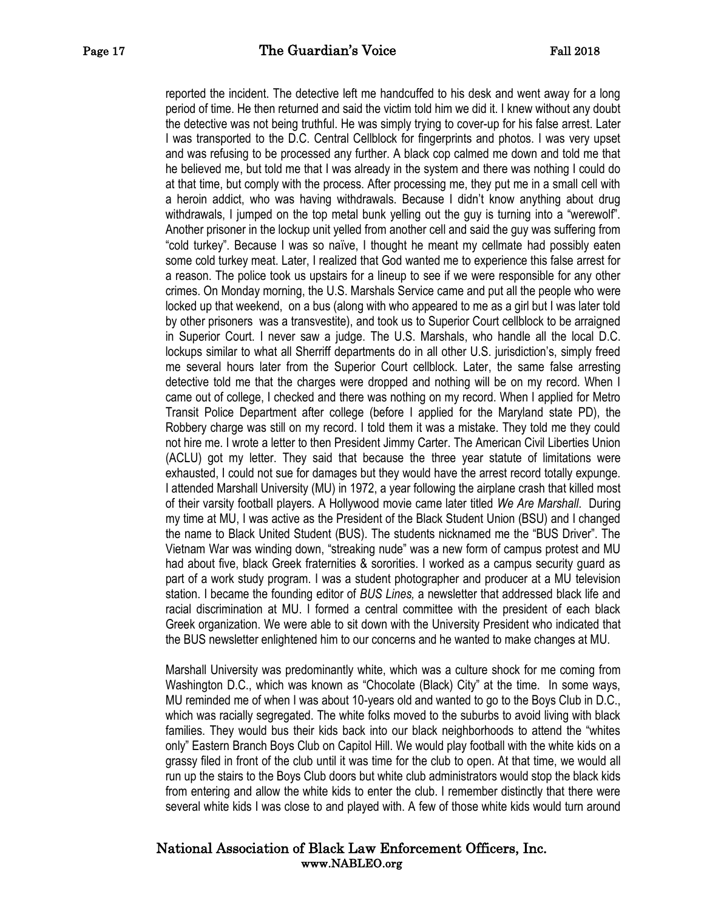reported the incident. The detective left me handcuffed to his desk and went away for a long period of time. He then returned and said the victim told him we did it. I knew without any doubt the detective was not being truthful. He was simply trying to cover-up for his false arrest. Later I was transported to the D.C. Central Cellblock for fingerprints and photos. I was very upset and was refusing to be processed any further. A black cop calmed me down and told me that he believed me, but told me that I was already in the system and there was nothing I could do at that time, but comply with the process. After processing me, they put me in a small cell with a heroin addict, who was having withdrawals. Because I didn't know anything about drug withdrawals, I jumped on the top metal bunk yelling out the guy is turning into a "werewolf". Another prisoner in the lockup unit yelled from another cell and said the guy was suffering from "cold turkey". Because I was so naïve, I thought he meant my cellmate had possibly eaten some cold turkey meat. Later, I realized that God wanted me to experience this false arrest for a reason. The police took us upstairs for a lineup to see if we were responsible for any other crimes. On Monday morning, the U.S. Marshals Service came and put all the people who were locked up that weekend, on a bus (along with who appeared to me as a girl but I was later told by other prisoners was a transvestite), and took us to Superior Court cellblock to be arraigned in Superior Court. I never saw a judge. The U.S. Marshals, who handle all the local D.C. lockups similar to what all Sherriff departments do in all other U.S. jurisdiction's, simply freed me several hours later from the Superior Court cellblock. Later, the same false arresting detective told me that the charges were dropped and nothing will be on my record. When I came out of college, I checked and there was nothing on my record. When I applied for Metro Transit Police Department after college (before I applied for the Maryland state PD), the Robbery charge was still on my record. I told them it was a mistake. They told me they could not hire me. I wrote a letter to then President Jimmy Carter. The American Civil Liberties Union (ACLU) got my letter. They said that because the three year statute of limitations were exhausted, I could not sue for damages but they would have the arrest record totally expunge. I attended Marshall University (MU) in 1972, a year following the airplane crash that killed most of their varsity football players. A Hollywood movie came later titled *We Are Marshall*. During my time at MU, I was active as the President of the Black Student Union (BSU) and I changed the name to Black United Student (BUS). The students nicknamed me the "BUS Driver". The Vietnam War was winding down, "streaking nude" was a new form of campus protest and MU had about five, black Greek fraternities & sororities. I worked as a campus security guard as part of a work study program. I was a student photographer and producer at a MU television station. I became the founding editor of *BUS Lines,* a newsletter that addressed black life and racial discrimination at MU. I formed a central committee with the president of each black Greek organization. We were able to sit down with the University President who indicated that the BUS newsletter enlightened him to our concerns and he wanted to make changes at MU.

Marshall University was predominantly white, which was a culture shock for me coming from Washington D.C., which was known as "Chocolate (Black) City" at the time. In some ways, MU reminded me of when I was about 10-years old and wanted to go to the Boys Club in D.C., which was racially segregated. The white folks moved to the suburbs to avoid living with black families. They would bus their kids back into our black neighborhoods to attend the "whites only" Eastern Branch Boys Club on Capitol Hill. We would play football with the white kids on a grassy filed in front of the club until it was time for the club to open. At that time, we would all run up the stairs to the Boys Club doors but white club administrators would stop the black kids from entering and allow the white kids to enter the club. I remember distinctly that there were several white kids I was close to and played with. A few of those white kids would turn around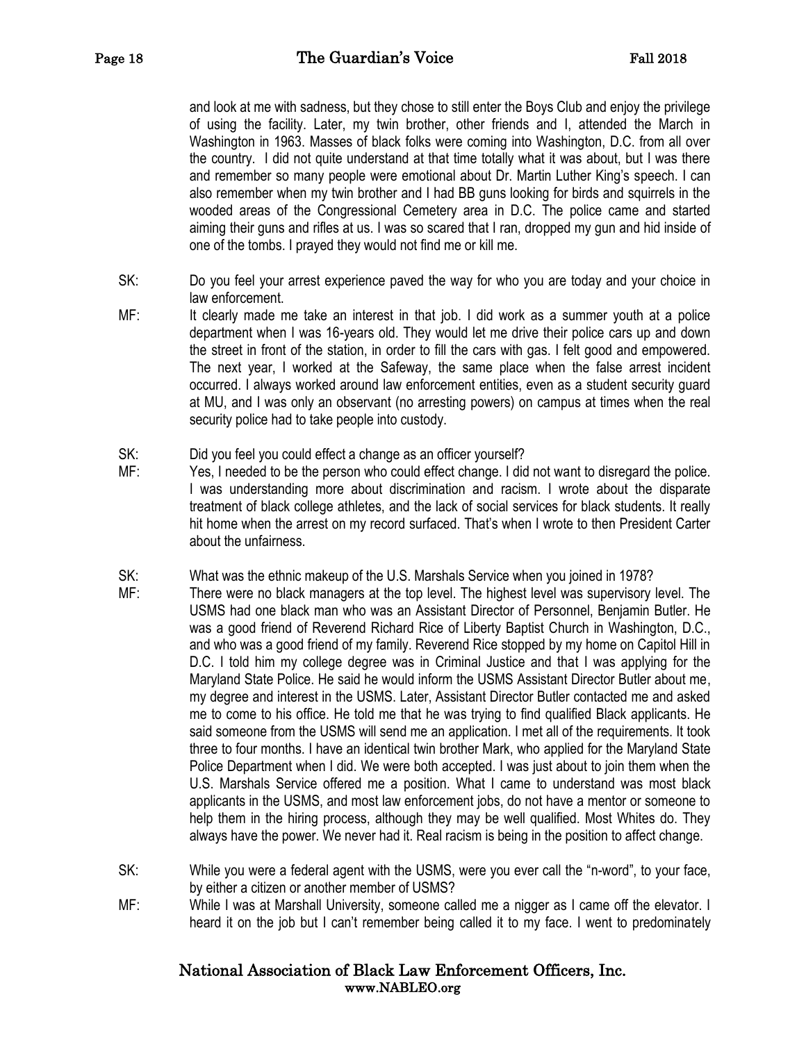and look at me with sadness, but they chose to still enter the Boys Club and enjoy the privilege of using the facility. Later, my twin brother, other friends and I, attended the March in Washington in 1963. Masses of black folks were coming into Washington, D.C. from all over the country. I did not quite understand at that time totally what it was about, but I was there and remember so many people were emotional about Dr. Martin Luther King's speech. I can also remember when my twin brother and I had BB guns looking for birds and squirrels in the wooded areas of the Congressional Cemetery area in D.C. The police came and started aiming their guns and rifles at us. I was so scared that I ran, dropped my gun and hid inside of one of the tombs. I prayed they would not find me or kill me.

SK: Do you feel your arrest experience paved the way for who you are today and your choice in law enforcement.

MF: It clearly made me take an interest in that job. I did work as a summer youth at a police department when I was 16-years old. They would let me drive their police cars up and down the street in front of the station, in order to fill the cars with gas. I felt good and empowered. The next year, I worked at the Safeway, the same place when the false arrest incident occurred. I always worked around law enforcement entities, even as a student security guard at MU, and I was only an observant (no arresting powers) on campus at times when the real security police had to take people into custody.

SK: Did you feel you could effect a change as an officer yourself?

MF: Yes, I needed to be the person who could effect change. I did not want to disregard the police. I was understanding more about discrimination and racism. I wrote about the disparate treatment of black college athletes, and the lack of social services for black students. It really hit home when the arrest on my record surfaced. That's when I wrote to then President Carter about the unfairness.

SK: What was the ethnic makeup of the U.S. Marshals Service when you joined in 1978?

MF: There were no black managers at the top level. The highest level was supervisory level. The USMS had one black man who was an Assistant Director of Personnel, Benjamin Butler. He was a good friend of Reverend Richard Rice of Liberty Baptist Church in Washington, D.C., and who was a good friend of my family. Reverend Rice stopped by my home on Capitol Hill in D.C. I told him my college degree was in Criminal Justice and that I was applying for the Maryland State Police. He said he would inform the USMS Assistant Director Butler about me, my degree and interest in the USMS. Later, Assistant Director Butler contacted me and asked me to come to his office. He told me that he was trying to find qualified Black applicants. He said someone from the USMS will send me an application. I met all of the requirements. It took three to four months. I have an identical twin brother Mark, who applied for the Maryland State Police Department when I did. We were both accepted. I was just about to join them when the U.S. Marshals Service offered me a position. What I came to understand was most black applicants in the USMS, and most law enforcement jobs, do not have a mentor or someone to help them in the hiring process, although they may be well qualified. Most Whites do. They always have the power. We never had it. Real racism is being in the position to affect change.

SK: While you were a federal agent with the USMS, were you ever call the "n-word", to your face, by either a citizen or another member of USMS?

MF: While I was at Marshall University, someone called me a nigger as I came off the elevator. I heard it on the job but I can't remember being called it to my face. I went to predominately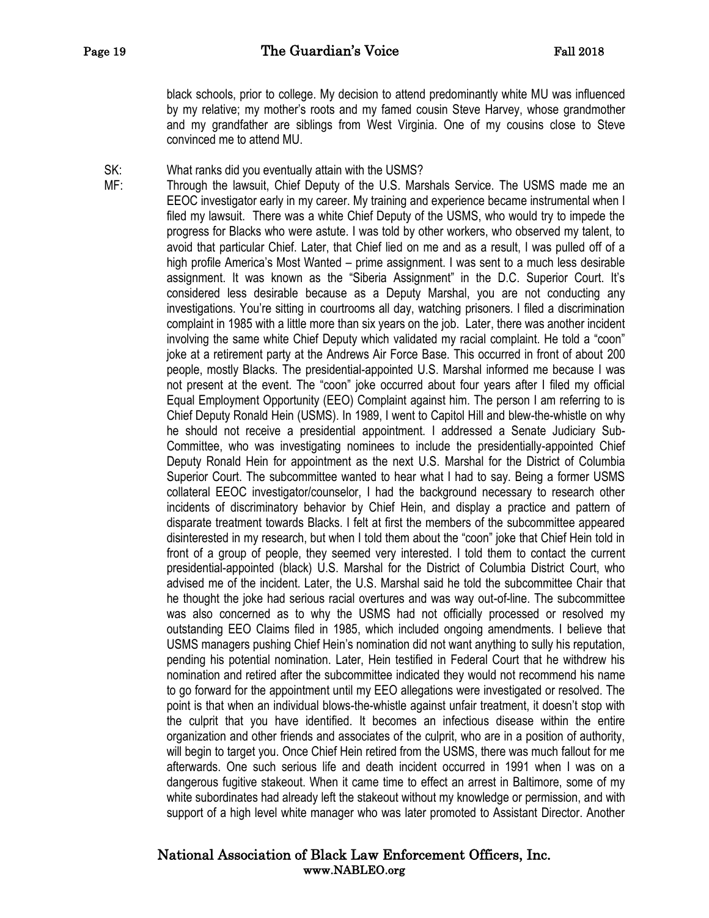black schools, prior to college. My decision to attend predominantly white MU was influenced by my relative; my mother's roots and my famed cousin Steve Harvey, whose grandmother and my grandfather are siblings from West Virginia. One of my cousins close to Steve convinced me to attend MU.

SK: What ranks did you eventually attain with the USMS?

MF: Through the lawsuit, Chief Deputy of the U.S. Marshals Service. The USMS made me an EEOC investigator early in my career. My training and experience became instrumental when I filed my lawsuit. There was a white Chief Deputy of the USMS, who would try to impede the progress for Blacks who were astute. I was told by other workers, who observed my talent, to avoid that particular Chief. Later, that Chief lied on me and as a result, I was pulled off of a high profile America's Most Wanted – prime assignment. I was sent to a much less desirable assignment. It was known as the "Siberia Assignment" in the D.C. Superior Court. It's considered less desirable because as a Deputy Marshal, you are not conducting any investigations. You're sitting in courtrooms all day, watching prisoners. I filed a discrimination complaint in 1985 with a little more than six years on the job. Later, there was another incident involving the same white Chief Deputy which validated my racial complaint. He told a "coon" joke at a retirement party at the Andrews Air Force Base. This occurred in front of about 200 people, mostly Blacks. The presidential-appointed U.S. Marshal informed me because I was not present at the event. The "coon" joke occurred about four years after I filed my official Equal Employment Opportunity (EEO) Complaint against him. The person I am referring to is Chief Deputy Ronald Hein (USMS). In 1989, I went to Capitol Hill and blew-the-whistle on why he should not receive a presidential appointment. I addressed a Senate Judiciary Sub-Committee, who was investigating nominees to include the presidentially-appointed Chief Deputy Ronald Hein for appointment as the next U.S. Marshal for the District of Columbia Superior Court. The subcommittee wanted to hear what I had to say. Being a former USMS collateral EEOC investigator/counselor, I had the background necessary to research other incidents of discriminatory behavior by Chief Hein, and display a practice and pattern of disparate treatment towards Blacks. I felt at first the members of the subcommittee appeared disinterested in my research, but when I told them about the "coon" joke that Chief Hein told in front of a group of people, they seemed very interested. I told them to contact the current presidential-appointed (black) U.S. Marshal for the District of Columbia District Court, who advised me of the incident. Later, the U.S. Marshal said he told the subcommittee Chair that he thought the joke had serious racial overtures and was way out-of-line. The subcommittee was also concerned as to why the USMS had not officially processed or resolved my outstanding EEO Claims filed in 1985, which included ongoing amendments. I believe that USMS managers pushing Chief Hein's nomination did not want anything to sully his reputation, pending his potential nomination. Later, Hein testified in Federal Court that he withdrew his nomination and retired after the subcommittee indicated they would not recommend his name to go forward for the appointment until my EEO allegations were investigated or resolved. The point is that when an individual blows-the-whistle against unfair treatment, it doesn't stop with the culprit that you have identified. It becomes an infectious disease within the entire organization and other friends and associates of the culprit, who are in a position of authority, will begin to target you. Once Chief Hein retired from the USMS, there was much fallout for me afterwards. One such serious life and death incident occurred in 1991 when I was on a dangerous fugitive stakeout. When it came time to effect an arrest in Baltimore, some of my white subordinates had already left the stakeout without my knowledge or permission, and with support of a high level white manager who was later promoted to Assistant Director. Another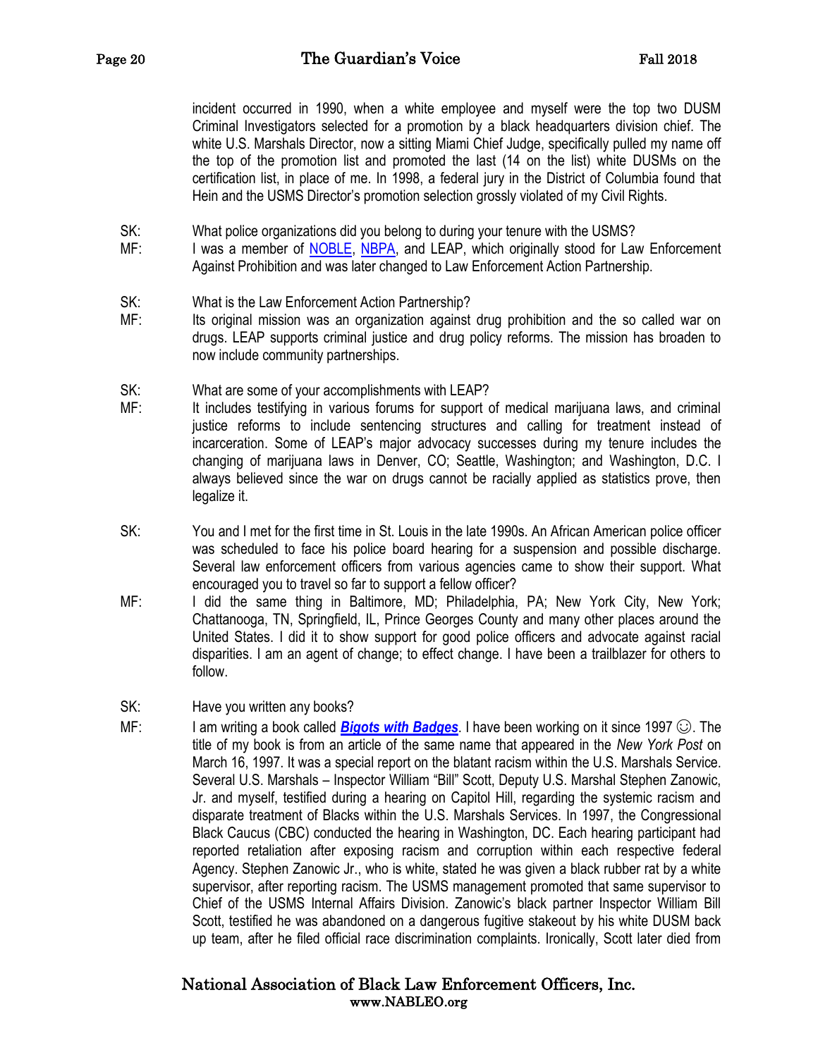incident occurred in 1990, when a white employee and myself were the top two DUSM Criminal Investigators selected for a promotion by a black headquarters division chief. The white U.S. Marshals Director, now a sitting Miami Chief Judge, specifically pulled my name off the top of the promotion list and promoted the last (14 on the list) white DUSMs on the certification list, in place of me. In 1998, a federal jury in the District of Columbia found that Hein and the USMS Director's promotion selection grossly violated of my Civil Rights.

SK: What police organizations did you belong to during your tenure with the USMS?

MF: I was a member of NOBLE, NBPA, and LEAP, which originally stood for Law Enforcement Against Prohibition and was later changed to Law Enforcement Action Partnership.

SK: What is the Law Enforcement Action Partnership?

MF: Its original mission was an organization against drug prohibition and the so called war on drugs. LEAP supports criminal justice and drug policy reforms. The mission has broaden to now include community partnerships.

SK: What are some of your accomplishments with LEAP?

MF: It includes testifying in various forums for support of medical marijuana laws, and criminal justice reforms to include sentencing structures and calling for treatment instead of incarceration. Some of LEAP's major advocacy successes during my tenure includes the changing of marijuana laws in Denver, CO; Seattle, Washington; and Washington, D.C. I always believed since the war on drugs cannot be racially applied as statistics prove, then legalize it.

SK: You and I met for the first time in St. Louis in the late 1990s. An African American police officer was scheduled to face his police board hearing for a suspension and possible discharge. Several law enforcement officers from various agencies came to show their support. What encouraged you to travel so far to support a fellow officer?

MF: I did the same thing in Baltimore, MD; Philadelphia, PA; New York City, New York; Chattanooga, TN, Springfield, IL, Prince Georges County and many other places around the United States. I did it to show support for good police officers and advocate against racial disparities. I am an agent of change; to effect change. I have been a trailblazer for others to follow.

SK: Have you written any books?

MF: I am writing a book called ***Bigots with Badges***. I have been working on it since 1997 ☺. The title of my book is from an article of the same name that appeared in the *New York Post* on March 16, 1997. It was a special report on the blatant racism within the U.S. Marshals Service. Several U.S. Marshals – Inspector William "Bill" Scott, Deputy U.S. Marshal Stephen Zanowic, Jr. and myself, testified during a hearing on Capitol Hill, regarding the systemic racism and disparate treatment of Blacks within the U.S. Marshals Services. In 1997, the Congressional Black Caucus (CBC) conducted the hearing in Washington, DC. Each hearing participant had reported retaliation after exposing racism and corruption within each respective federal Agency. Stephen Zanowic Jr., who is white, stated he was given a black rubber rat by a white supervisor, after reporting racism. The USMS management promoted that same supervisor to Chief of the USMS Internal Affairs Division. Zanowic's black partner Inspector William Bill Scott, testified he was abandoned on a dangerous fugitive stakeout by his white DUSM back up team, after he filed official race discrimination complaints. Ironically, Scott later died from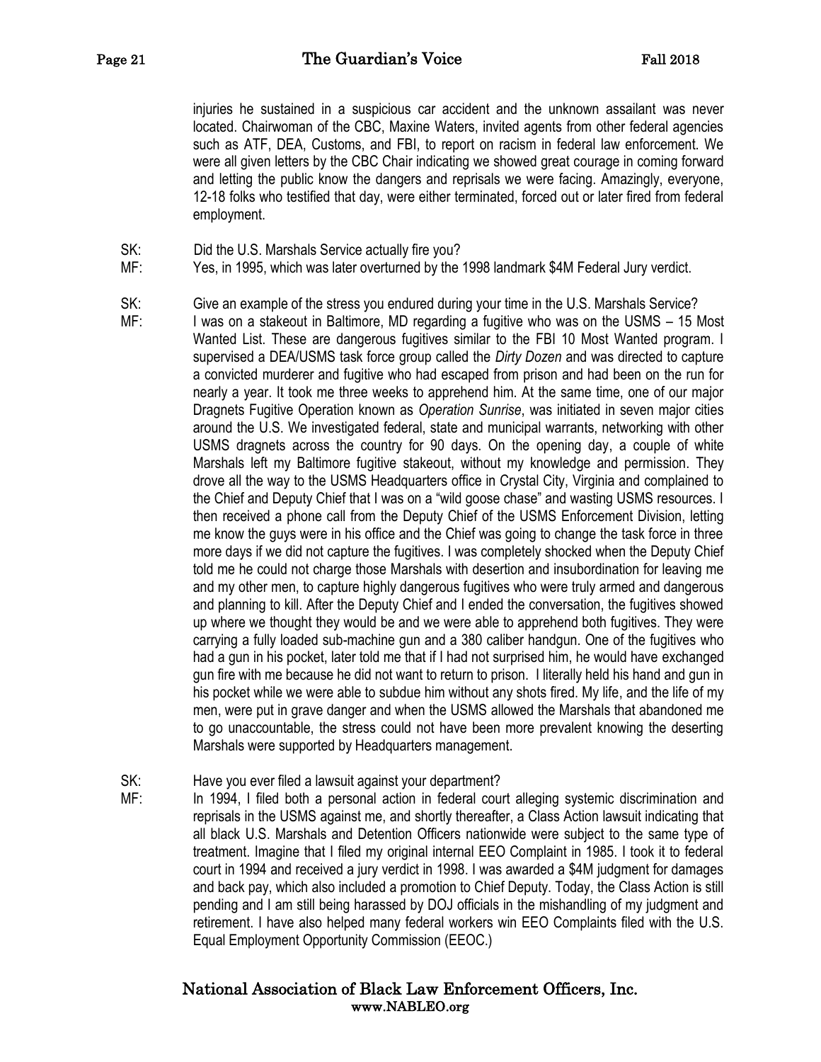injuries he sustained in a suspicious car accident and the unknown assailant was never located. Chairwoman of the CBC, Maxine Waters, invited agents from other federal agencies such as ATF, DEA, Customs, and FBI, to report on racism in federal law enforcement. We were all given letters by the CBC Chair indicating we showed great courage in coming forward and letting the public know the dangers and reprisals we were facing. Amazingly, everyone, 12-18 folks who testified that day, were either terminated, forced out or later fired from federal employment.

SK: Did the U.S. Marshals Service actually fire you?

MF: Yes, in 1995, which was later overturned by the 1998 landmark $4M Federal Jury verdict.

SK: Give an example of the stress you endured during your time in the U.S. Marshals Service?

MF: I was on a stakeout in Baltimore, MD regarding a fugitive who was on the USMS – 15 Most Wanted List. These are dangerous fugitives similar to the FBI 10 Most Wanted program. I supervised a DEA/USMS task force group called the *Dirty Dozen* and was directed to capture a convicted murderer and fugitive who had escaped from prison and had been on the run for nearly a year. It took me three weeks to apprehend him. At the same time, one of our major Dragnets Fugitive Operation known as *Operation Sunrise*, was initiated in seven major cities around the U.S. We investigated federal, state and municipal warrants, networking with other USMS dragnets across the country for 90 days. On the opening day, a couple of white Marshals left my Baltimore fugitive stakeout, without my knowledge and permission. They drove all the way to the USMS Headquarters office in Crystal City, Virginia and complained to the Chief and Deputy Chief that I was on a "wild goose chase" and wasting USMS resources. I then received a phone call from the Deputy Chief of the USMS Enforcement Division, letting me know the guys were in his office and the Chief was going to change the task force in three more days if we did not capture the fugitives. I was completely shocked when the Deputy Chief told me he could not charge those Marshals with desertion and insubordination for leaving me and my other men, to capture highly dangerous fugitives who were truly armed and dangerous and planning to kill. After the Deputy Chief and I ended the conversation, the fugitives showed up where we thought they would be and we were able to apprehend both fugitives. They were carrying a fully loaded sub-machine gun and a 380 caliber handgun. One of the fugitives who had a gun in his pocket, later told me that if I had not surprised him, he would have exchanged gun fire with me because he did not want to return to prison. I literally held his hand and gun in his pocket while we were able to subdue him without any shots fired. My life, and the life of my men, were put in grave danger and when the USMS allowed the Marshals that abandoned me to go unaccountable, the stress could not have been more prevalent knowing the deserting Marshals were supported by Headquarters management.

SK: Have you ever filed a lawsuit against your department?

MF: In 1994, I filed both a personal action in federal court alleging systemic discrimination and reprisals in the USMS against me, and shortly thereafter, a Class Action lawsuit indicating that all black U.S. Marshals and Detention Officers nationwide were subject to the same type of treatment. Imagine that I filed my original internal EEO Complaint in 1985. I took it to federal court in 1994 and received a jury verdict in 1998. I was awarded a $4M judgment for damages and back pay, which also included a promotion to Chief Deputy. Today, the Class Action is still pending and I am still being harassed by DOJ officials in the mishandling of my judgment and retirement. I have also helped many federal workers win EEO Complaints filed with the U.S. Equal Employment Opportunity Commission (EEOC.)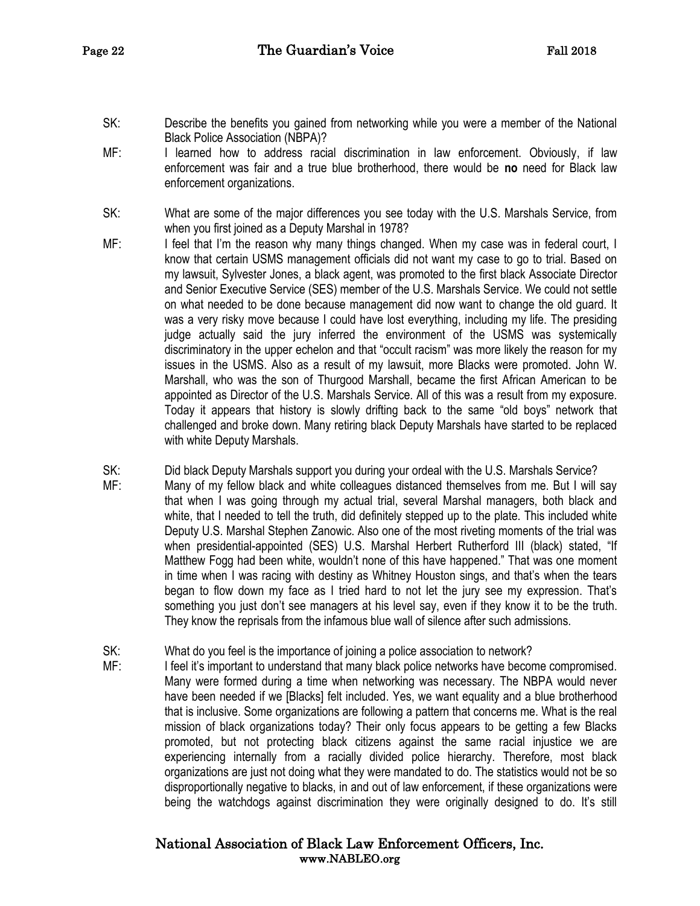SK: Describe the benefits you gained from networking while you were a member of the National Black Police Association (NBPA)?

MF: I learned how to address racial discrimination in law enforcement. Obviously, if law enforcement was fair and a true blue brotherhood, there would be **no** need for Black law enforcement organizations.

SK: What are some of the major differences you see today with the U.S. Marshals Service, from when you first joined as a Deputy Marshal in 1978?

MF: I feel that I'm the reason why many things changed. When my case was in federal court, I know that certain USMS management officials did not want my case to go to trial. Based on my lawsuit, Sylvester Jones, a black agent, was promoted to the first black Associate Director and Senior Executive Service (SES) member of the U.S. Marshals Service. We could not settle on what needed to be done because management did now want to change the old guard. It was a very risky move because I could have lost everything, including my life. The presiding judge actually said the jury inferred the environment of the USMS was systemically discriminatory in the upper echelon and that "occult racism" was more likely the reason for my issues in the USMS. Also as a result of my lawsuit, more Blacks were promoted. John W. Marshall, who was the son of Thurgood Marshall, became the first African American to be appointed as Director of the U.S. Marshals Service. All of this was a result from my exposure. Today it appears that history is slowly drifting back to the same "old boys" network that challenged and broke down. Many retiring black Deputy Marshals have started to be replaced with white Deputy Marshals.

SK: Did black Deputy Marshals support you during your ordeal with the U.S. Marshals Service?

MF: Many of my fellow black and white colleagues distanced themselves from me. But I will say that when I was going through my actual trial, several Marshal managers, both black and white, that I needed to tell the truth, did definitely stepped up to the plate. This included white Deputy U.S. Marshal Stephen Zanowic. Also one of the most riveting moments of the trial was when presidential-appointed (SES) U.S. Marshal Herbert Rutherford III (black) stated, "If Matthew Fogg had been white, wouldn't none of this have happened." That was one moment in time when I was racing with destiny as Whitney Houston sings, and that's when the tears began to flow down my face as I tried hard to not let the jury see my expression. That's something you just don't see managers at his level say, even if they know it to be the truth. They know the reprisals from the infamous blue wall of silence after such admissions.

SK: What do you feel is the importance of joining a police association to network?

MF: I feel it's important to understand that many black police networks have become compromised. Many were formed during a time when networking was necessary. The NBPA would never have been needed if we [Blacks] felt included. Yes, we want equality and a blue brotherhood that is inclusive. Some organizations are following a pattern that concerns me. What is the real mission of black organizations today? Their only focus appears to be getting a few Blacks promoted, but not protecting black citizens against the same racial injustice we are experiencing internally from a racially divided police hierarchy. Therefore, most black organizations are just not doing what they were mandated to do. The statistics would not be so disproportionally negative to blacks, in and out of law enforcement, if these organizations were being the watchdogs against discrimination they were originally designed to do. It's still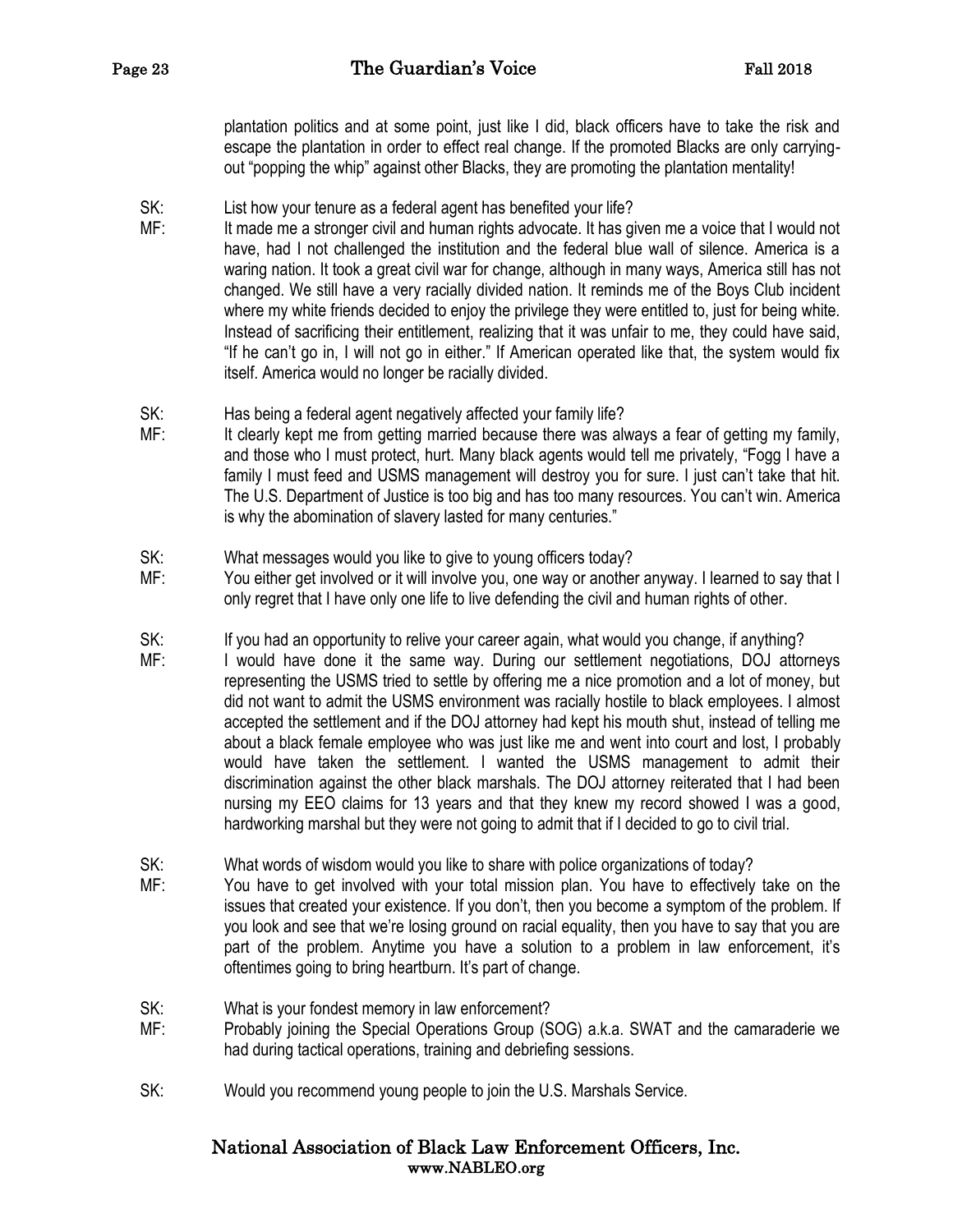plantation politics and at some point, just like I did, black officers have to take the risk and escape the plantation in order to effect real change. If the promoted Blacks are only carrying-out "popping the whip" against other Blacks, they are promoting the plantation mentality!

SK: List how your tenure as a federal agent has benefited your life?

MF: It made me a stronger civil and human rights advocate. It has given me a voice that I would not have, had I not challenged the institution and the federal blue wall of silence. America is a waring nation. It took a great civil war for change, although in many ways, America still has not changed. We still have a very racially divided nation. It reminds me of the Boys Club incident where my white friends decided to enjoy the privilege they were entitled to, just for being white. Instead of sacrificing their entitlement, realizing that it was unfair to me, they could have said, "If he can't go in, I will not go in either." If American operated like that, the system would fix itself. America would no longer be racially divided.

SK: Has being a federal agent negatively affected your family life?

MF: It clearly kept me from getting married because there was always a fear of getting my family, and those who I must protect, hurt. Many black agents would tell me privately, "Fogg I have a family I must feed and USMS management will destroy you for sure. I just can't take that hit. The U.S. Department of Justice is too big and has too many resources. You can't win. America is why the abomination of slavery lasted for many centuries."

SK: What messages would you like to give to young officers today?

MF: You either get involved or it will involve you, one way or another anyway. I learned to say that I only regret that I have only one life to live defending the civil and human rights of other.

SK: If you had an opportunity to relive your career again, what would you change, if anything?

MF: I would have done it the same way. During our settlement negotiations, DOJ attorneys representing the USMS tried to settle by offering me a nice promotion and a lot of money, but did not want to admit the USMS environment was racially hostile to black employees. I almost accepted the settlement and if the DOJ attorney had kept his mouth shut, instead of telling me about a black female employee who was just like me and went into court and lost, I probably would have taken the settlement. I wanted the USMS management to admit their discrimination against the other black marshals. The DOJ attorney reiterated that I had been nursing my EEO claims for 13 years and that they knew my record showed I was a good, hardworking marshal but they were not going to admit that if I decided to go to civil trial.

SK: What words of wisdom would you like to share with police organizations of today?

MF: You have to get involved with your total mission plan. You have to effectively take on the issues that created your existence. If you don't, then you become a symptom of the problem. If you look and see that we're losing ground on racial equality, then you have to say that you are part of the problem. Anytime you have a solution to a problem in law enforcement, it's oftentimes going to bring heartburn. It's part of change.

SK: What is your fondest memory in law enforcement?

MF: Probably joining the Special Operations Group (SOG) a.k.a. SWAT and the camaraderie we had during tactical operations, training and debriefing sessions.

SK: Would you recommend young people to join the U.S. Marshals Service.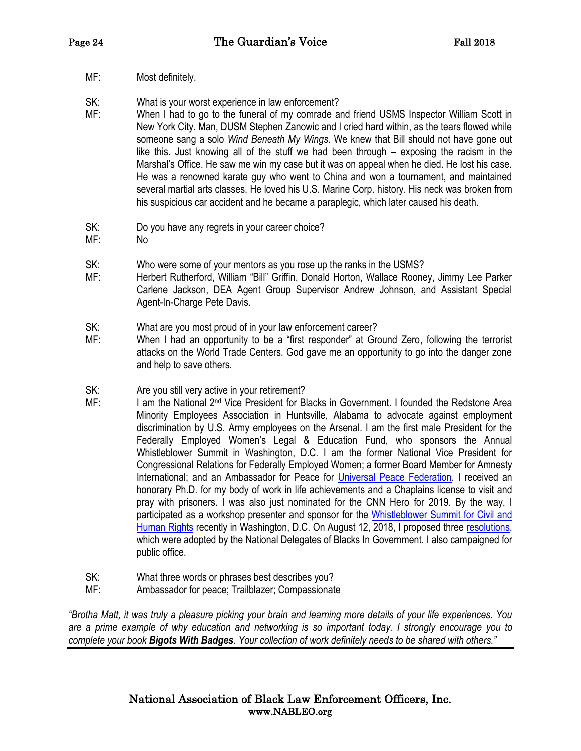MF: Most definitely.

SK: What is your worst experience in law enforcement?
MF: When I had to go to the funeral of my comrade and friend USMS Inspector William Scott in New York City. Man, DUSM Stephen Zanowic and I cried hard within, as the tears flowed while someone sang a solo *Wind Beneath My Wings*. We knew that Bill should not have gone out like this. Just knowing all of the stuff we had been through – exposing the racism in the Marshal's Office. He saw me win my case but it was on appeal when he died. He lost his case. He was a renowned karate guy who went to China and won a tournament, and maintained several martial arts classes. He loved his U.S. Marine Corp. history. His neck was broken from his suspicious car accident and he became a paraplegic, which later caused his death.

SK: Do you have any regrets in your career choice?
MF: No

SK: Who were some of your mentors as you rose up the ranks in the USMS?
MF: Herbert Rutherford, William "Bill" Griffin, Donald Horton, Wallace Rooney, Jimmy Lee Parker Carlene Jackson, DEA Agent Group Supervisor Andrew Johnson, and Assistant Special Agent-In-Charge Pete Davis.

SK: What are you most proud of in your law enforcement career?
MF: When I had an opportunity to be a "first responder" at Ground Zero, following the terrorist attacks on the World Trade Centers. God gave me an opportunity to go into the danger zone and help to save others.

SK: Are you still very active in your retirement?
MF: I am the National 2nd Vice President for Blacks in Government. I founded the Redstone Area Minority Employees Association in Huntsville, Alabama to advocate against employment discrimination by U.S. Army employees on the Arsenal. I am the first male President for the Federally Employed Women's Legal & Education Fund, who sponsors the Annual Whistleblower Summit in Washington, D.C. I am the former National Vice President for Congressional Relations for Federally Employed Women; a former Board Member for Amnesty International; and an Ambassador for Peace for Universal Peace Federation. I received an honorary Ph.D. for my body of work in life achievements and a Chaplains license to visit and pray with prisoners. I was also just nominated for the CNN Hero for 2019. By the way, I participated as a workshop presenter and sponsor for the Whistleblower Summit for Civil and Human Rights recently in Washington, D.C. On August 12, 2018, I proposed three resolutions, which were adopted by the National Delegates of Blacks In Government. I also campaigned for public office.

SK: What three words or phrases best describes you?
MF: Ambassador for peace; Trailblazer; Compassionate

*"Brotha Matt, it was truly a pleasure picking your brain and learning more details of your life experiences. You are a prime example of why education and networking is so important today. I strongly encourage you to complete your book **Bigots With Badges**. Your collection of work definitely needs to be shared with others."*